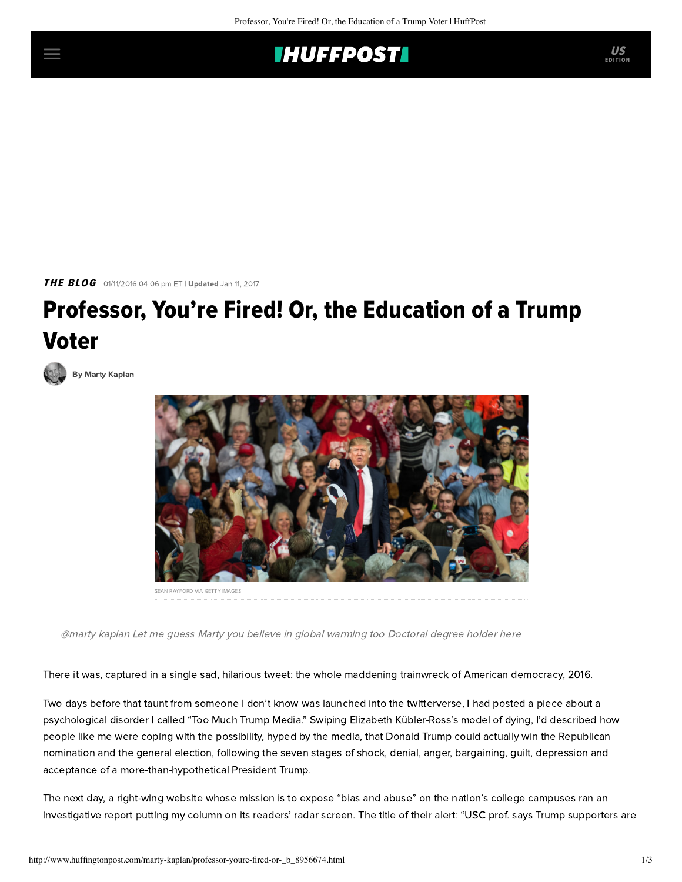*THE BLOG* 01/11/2016 04:06 pm ET | **Updated** Jan 11, 2017

# Professor, You're Fired! Or, the Education of a Trump Voter

**By Marty Kaplan**

SEAN RAYFORD VIA GETTY IMAGES

> *@marty kaplan Let me guess Marty you believe in global warming too Doctoral degree holder here*

There it was, captured in a single sad, hilarious tweet: the whole maddening trainwreck of American democracy, 2016.

Two days before that taunt from someone I don't know was launched into the twitterverse, I had posted a piece about a psychological disorder I called "Too Much Trump Media." Swiping Elizabeth Kübler-Ross's model of dying, I'd described how people like me were coping with the possibility, hyped by the media, that Donald Trump could actually win the Republican nomination and the general election, following the seven stages of shock, denial, anger, bargaining, guilt, depression and acceptance of a more-than-hypothetical President Trump.

The next day, a right-wing website whose mission is to expose "bias and abuse" on the nation's college campuses ran an investigative report putting my column on its readers' radar screen. The title of their alert: "USC prof. says Trump supporters are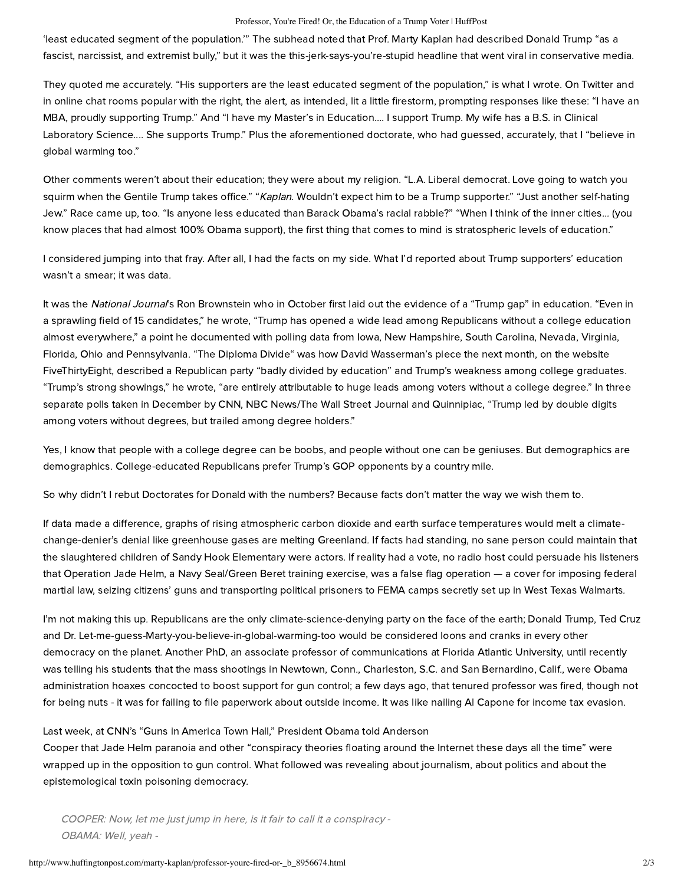'least educated segment of the population.'" The subhead noted that Prof. Marty Kaplan had described Donald Trump "as a fascist, narcissist, and extremist bully," but it was the this-jerk-says-you're-stupid headline that went viral in conservative media.

They quoted me accurately. "His supporters are the least educated segment of the population," is what I wrote. On Twitter and in online chat rooms popular with the right, the alert, as intended, lit a little firestorm, prompting responses like these: "I have an MBA, proudly supporting Trump." And "I have my Master's in Education.... I support Trump. My wife has a B.S. in Clinical Laboratory Science.... She supports Trump." Plus the aforementioned doctorate, who had guessed, accurately, that I "believe in global warming too."

Other comments weren't about their education; they were about my religion. "L.A. Liberal democrat. Love going to watch you squirm when the Gentile Trump takes office." "*Kaplan*. Wouldn't expect him to be a Trump supporter." "Just another self-hating Jew." Race came up, too. "Is anyone less educated than Barack Obama's racial rabble?" "When I think of the inner cities... (you know places that had almost 100% Obama support), the first thing that comes to mind is stratospheric levels of education."

I considered jumping into that fray. After all, I had the facts on my side. What I'd reported about Trump supporters' education wasn't a smear; it was data.

It was the *National Journal*'s Ron Brownstein who in October first laid out the evidence of a "Trump gap" in education. "Even in a sprawling field of 15 candidates," he wrote, "Trump has opened a wide lead among Republicans without a college education almost everywhere," a point he documented with polling data from Iowa, New Hampshire, South Carolina, Nevada, Virginia, Florida, Ohio and Pennsylvania. "The Diploma Divide" was how David Wasserman's piece the next month, on the website FiveThirtyEight, described a Republican party "badly divided by education" and Trump's weakness among college graduates. "Trump's strong showings," he wrote, "are entirely attributable to huge leads among voters without a college degree." In three separate polls taken in December by CNN, NBC News/The Wall Street Journal and Quinnipiac, "Trump led by double digits among voters without degrees, but trailed among degree holders."

Yes, I know that people with a college degree can be boobs, and people without one can be geniuses. But demographics are demographics. College-educated Republicans prefer Trump's GOP opponents by a country mile.

So why didn't I rebut Doctorates for Donald with the numbers? Because facts don't matter the way we wish them to.

If data made a difference, graphs of rising atmospheric carbon dioxide and earth surface temperatures would melt a climate-change-denier's denial like greenhouse gases are melting Greenland. If facts had standing, no sane person could maintain that the slaughtered children of Sandy Hook Elementary were actors. If reality had a vote, no radio host could persuade his listeners that Operation Jade Helm, a Navy Seal/Green Beret training exercise, was a false flag operation — a cover for imposing federal martial law, seizing citizens' guns and transporting political prisoners to FEMA camps secretly set up in West Texas Walmarts.

I'm not making this up. Republicans are the only climate-science-denying party on the face of the earth; Donald Trump, Ted Cruz and Dr. Let-me-guess-Marty-you-believe-in-global-warming-too would be considered loons and cranks in every other democracy on the planet. Another PhD, an associate professor of communications at Florida Atlantic University, until recently was telling his students that the mass shootings in Newtown, Conn., Charleston, S.C. and San Bernardino, Calif., were Obama administration hoaxes concocted to boost support for gun control; a few days ago, that tenured professor was fired, though not for being nuts - it was for failing to file paperwork about outside income. It was like nailing Al Capone for income tax evasion.

Last week, at CNN's "Guns in America Town Hall," President Obama told Anderson Cooper that Jade Helm paranoia and other "conspiracy theories floating around the Internet these days all the time" were wrapped up in the opposition to gun control. What followed was revealing about journalism, about politics and about the epistemological toxin poisoning democracy.

> *COOPER: Now, let me just jump in here, is it fair to call it a conspiracy -*
> *OBAMA: Well, yeah -*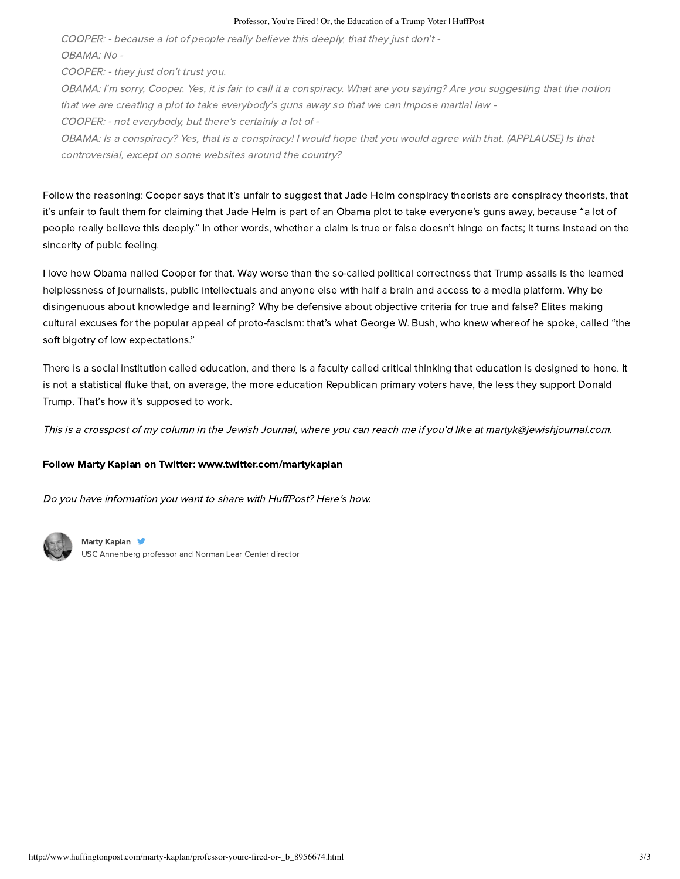*COOPER: - because a lot of people really believe this deeply, that they just don't -*

*OBAMA: No -*

*COOPER: - they just don't trust you.*

*OBAMA: I'm sorry, Cooper. Yes, it is fair to call it a conspiracy. What are you saying? Are you suggesting that the notion that we are creating a plot to take everybody's guns away so that we can impose martial law -*

*COOPER: - not everybody, but there's certainly a lot of -*

*OBAMA: Is a conspiracy? Yes, that is a conspiracy! I would hope that you would agree with that. (APPLAUSE) Is that controversial, except on some websites around the country?*

Follow the reasoning: Cooper says that it's unfair to suggest that Jade Helm conspiracy theorists are conspiracy theorists, that it's unfair to fault them for claiming that Jade Helm is part of an Obama plot to take everyone's guns away, because "a lot of people really believe this deeply." In other words, whether a claim is true or false doesn't hinge on facts; it turns instead on the sincerity of pubic feeling.

I love how Obama nailed Cooper for that. Way worse than the so-called political correctness that Trump assails is the learned helplessness of journalists, public intellectuals and anyone else with half a brain and access to a media platform. Why be disingenuous about knowledge and learning? Why be defensive about objective criteria for true and false? Elites making cultural excuses for the popular appeal of proto-fascism: that's what George W. Bush, who knew whereof he spoke, called "the soft bigotry of low expectations."

There is a social institution called education, and there is a faculty called critical thinking that education is designed to hone. It is not a statistical fluke that, on average, the more education Republican primary voters have, the less they support Donald Trump. That's how it's supposed to work.

*This is a crosspost of my column in the Jewish Journal, where you can reach me if you'd like at martyk@jewishjournal.com.*

**Follow Marty Kaplan on Twitter: www.twitter.com/martykaplan**

*Do you have information you want to share with HuffPost? Here's how.*

---

**Marty Kaplan**

USC Annenberg professor and Norman Lear Center director